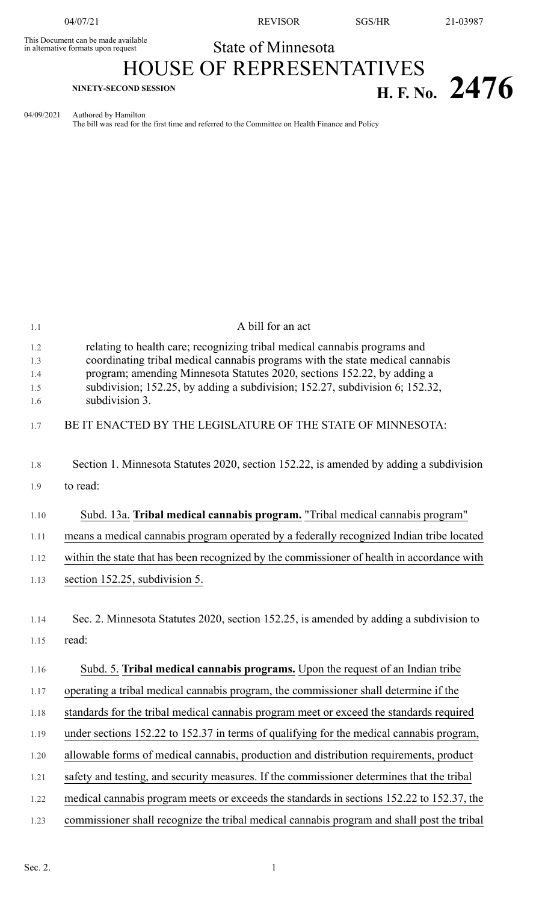This Document can be made available in alternative formats upon request

State of Minnesota

# HOUSE OF REPRESENTATIVES

NINETY-SECOND SESSION

**H. F. No. 2476**

04/09/2021 Authored by Hamilton
The bill was read for the first time and referred to the Committee on Health Finance and Policy

A bill for an act

relating to health care; recognizing tribal medical cannabis programs and coordinating tribal medical cannabis programs with the state medical cannabis program; amending Minnesota Statutes 2020, sections 152.22, by adding a subdivision; 152.25, by adding a subdivision; 152.27, subdivision 6; 152.32, subdivision 3.

BE IT ENACTED BY THE LEGISLATURE OF THE STATE OF MINNESOTA:

Section 1. Minnesota Statutes 2020, section 152.22, is amended by adding a subdivision to read:

Subd. 13a. **Tribal medical cannabis program.** "Tribal medical cannabis program" means a medical cannabis program operated by a federally recognized Indian tribe located within the state that has been recognized by the commissioner of health in accordance with section 152.25, subdivision 5.

Sec. 2. Minnesota Statutes 2020, section 152.25, is amended by adding a subdivision to read:

Subd. 5. **Tribal medical cannabis programs.** Upon the request of an Indian tribe operating a tribal medical cannabis program, the commissioner shall determine if the standards for the tribal medical cannabis program meet or exceed the standards required under sections 152.22 to 152.37 in terms of qualifying for the medical cannabis program, allowable forms of medical cannabis, production and distribution requirements, product safety and testing, and security measures. If the commissioner determines that the tribal medical cannabis program meets or exceeds the standards in sections 152.22 to 152.37, the commissioner shall recognize the tribal medical cannabis program and shall post the tribal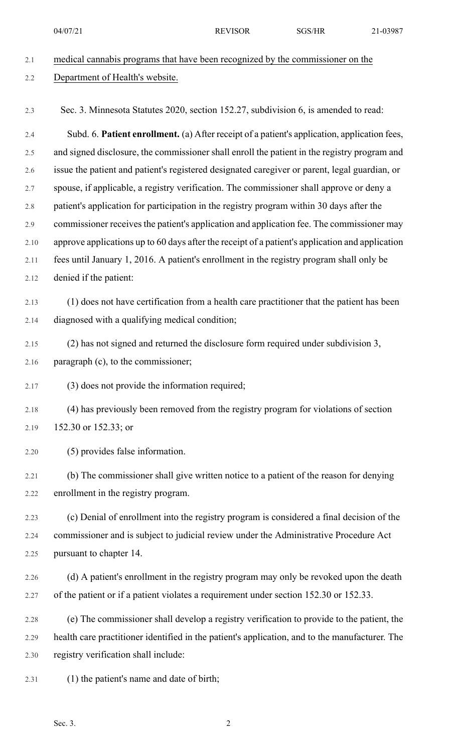medical cannabis programs that have been recognized by the commissioner on the Department of Health's website.

Sec. 3. Minnesota Statutes 2020, section 152.27, subdivision 6, is amended to read:

Subd. 6. **Patient enrollment.** (a) After receipt of a patient's application, application fees, and signed disclosure, the commissioner shall enroll the patient in the registry program and issue the patient and patient's registered designated caregiver or parent, legal guardian, or spouse, if applicable, a registry verification. The commissioner shall approve or deny a patient's application for participation in the registry program within 30 days after the commissioner receives the patient's application and application fee. The commissioner may approve applications up to 60 days after the receipt of a patient's application and application fees until January 1, 2016. A patient's enrollment in the registry program shall only be denied if the patient:

(1) does not have certification from a health care practitioner that the patient has been diagnosed with a qualifying medical condition;

(2) has not signed and returned the disclosure form required under subdivision 3, paragraph (c), to the commissioner;

(3) does not provide the information required;

(4) has previously been removed from the registry program for violations of section 152.30 or 152.33; or

(5) provides false information.

(b) The commissioner shall give written notice to a patient of the reason for denying enrollment in the registry program.

(c) Denial of enrollment into the registry program is considered a final decision of the commissioner and is subject to judicial review under the Administrative Procedure Act pursuant to chapter 14.

(d) A patient's enrollment in the registry program may only be revoked upon the death of the patient or if a patient violates a requirement under section 152.30 or 152.33.

(e) The commissioner shall develop a registry verification to provide to the patient, the health care practitioner identified in the patient's application, and to the manufacturer. The registry verification shall include:

(1) the patient's name and date of birth;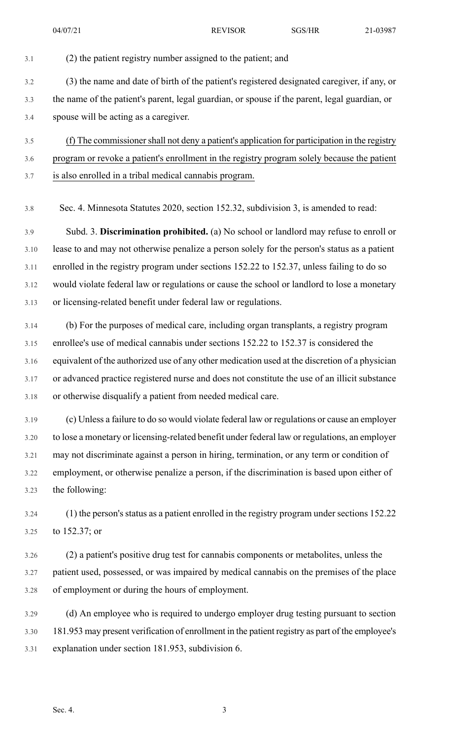(2) the patient registry number assigned to the patient; and

(3) the name and date of birth of the patient's registered designated caregiver, if any, or the name of the patient's parent, legal guardian, or spouse if the parent, legal guardian, or spouse will be acting as a caregiver.

(f) The commissioner shall not deny a patient's application for participation in the registry program or revoke a patient's enrollment in the registry program solely because the patient is also enrolled in a tribal medical cannabis program.

Sec. 4. Minnesota Statutes 2020, section 152.32, subdivision 3, is amended to read:

Subd. 3. **Discrimination prohibited.** (a) No school or landlord may refuse to enroll or lease to and may not otherwise penalize a person solely for the person's status as a patient enrolled in the registry program under sections 152.22 to 152.37, unless failing to do so would violate federal law or regulations or cause the school or landlord to lose a monetary or licensing-related benefit under federal law or regulations.

(b) For the purposes of medical care, including organ transplants, a registry program enrollee's use of medical cannabis under sections 152.22 to 152.37 is considered the equivalent of the authorized use of any other medication used at the discretion of a physician or advanced practice registered nurse and does not constitute the use of an illicit substance or otherwise disqualify a patient from needed medical care.

(c) Unless a failure to do so would violate federal law or regulations or cause an employer to lose a monetary or licensing-related benefit under federal law or regulations, an employer may not discriminate against a person in hiring, termination, or any term or condition of employment, or otherwise penalize a person, if the discrimination is based upon either of the following:

(1) the person's status as a patient enrolled in the registry program under sections 152.22 to 152.37; or

(2) a patient's positive drug test for cannabis components or metabolites, unless the patient used, possessed, or was impaired by medical cannabis on the premises of the place of employment or during the hours of employment.

(d) An employee who is required to undergo employer drug testing pursuant to section 181.953 may present verification of enrollment in the patient registry as part of the employee's explanation under section 181.953, subdivision 6.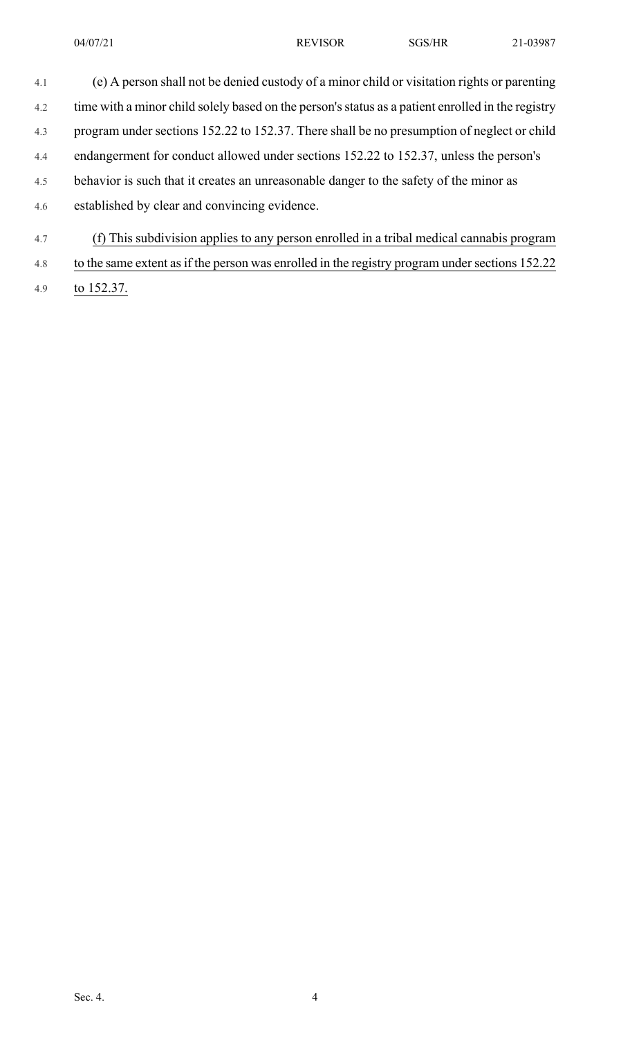(e) A person shall not be denied custody of a minor child or visitation rights or parenting time with a minor child solely based on the person's status as a patient enrolled in the registry program under sections 152.22 to 152.37. There shall be no presumption of neglect or child endangerment for conduct allowed under sections 152.22 to 152.37, unless the person's behavior is such that it creates an unreasonable danger to the safety of the minor as established by clear and convincing evidence.

(f) This subdivision applies to any person enrolled in a tribal medical cannabis program to the same extent as if the person was enrolled in the registry program under sections 152.22 to 152.37.